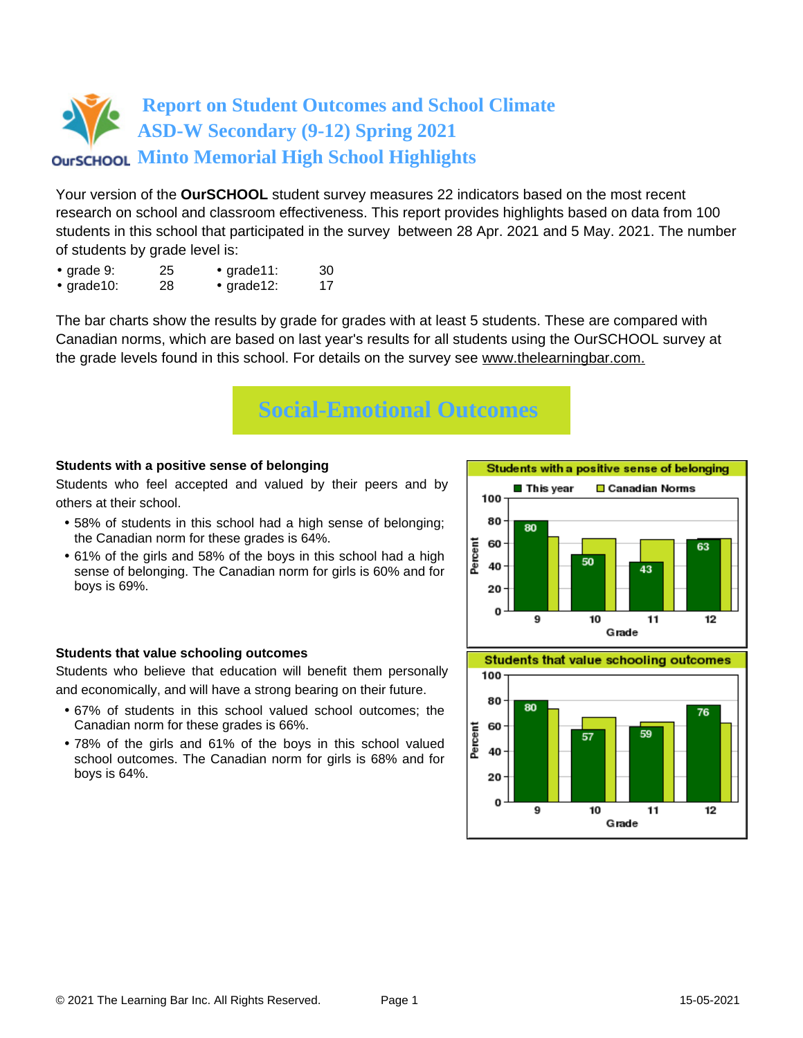# Report on Student Outcomes and School Climate
# ASD-W Secondary (9-12) Spring 2021
# Minto Memorial High School Highlights

Your version of the **OurSCHOOL** student survey measures 22 indicators based on the most recent research on school and classroom effectiveness. This report provides highlights based on data from 100 students in this school that participated in the survey between 28 Apr. 2021 and 5 May. 2021. The number of students by grade level is:

- grade 9: 25
- grade10: 28
- grade11: 30
- grade12: 17

The bar charts show the results by grade for grades with at least 5 students. These are compared with Canadian norms, which are based on last year's results for all students using the OurSCHOOL survey at the grade levels found in this school. For details on the survey see www.thelearningbar.com.

## Social-Emotional Outcomes

### Students with a positive sense of belonging

Students who feel accepted and valued by their peers and by others at their school.

- 58% of students in this school had a high sense of belonging; the Canadian norm for these grades is 64%.
- 61% of the girls and 58% of the boys in this school had a high sense of belonging. The Canadian norm for girls is 60% and for boys is 69%.

**Students with a positive sense of belonging**

| Grade | This year (%) |
|---|---|
| 9 | 80 |
| 10 | 50 |
| 11 | 43 |
| 12 | 63 |

### Students that value schooling outcomes

Students who believe that education will benefit them personally and economically, and will have a strong bearing on their future.

- 67% of students in this school valued school outcomes; the Canadian norm for these grades is 66%.
- 78% of the girls and 61% of the boys in this school valued school outcomes. The Canadian norm for girls is 68% and for boys is 64%.

**Students that value schooling outcomes**

| Grade | This year (%) |
|---|---|
| 9 | 80 |
| 10 | 57 |
| 11 | 59 |
| 12 | 76 |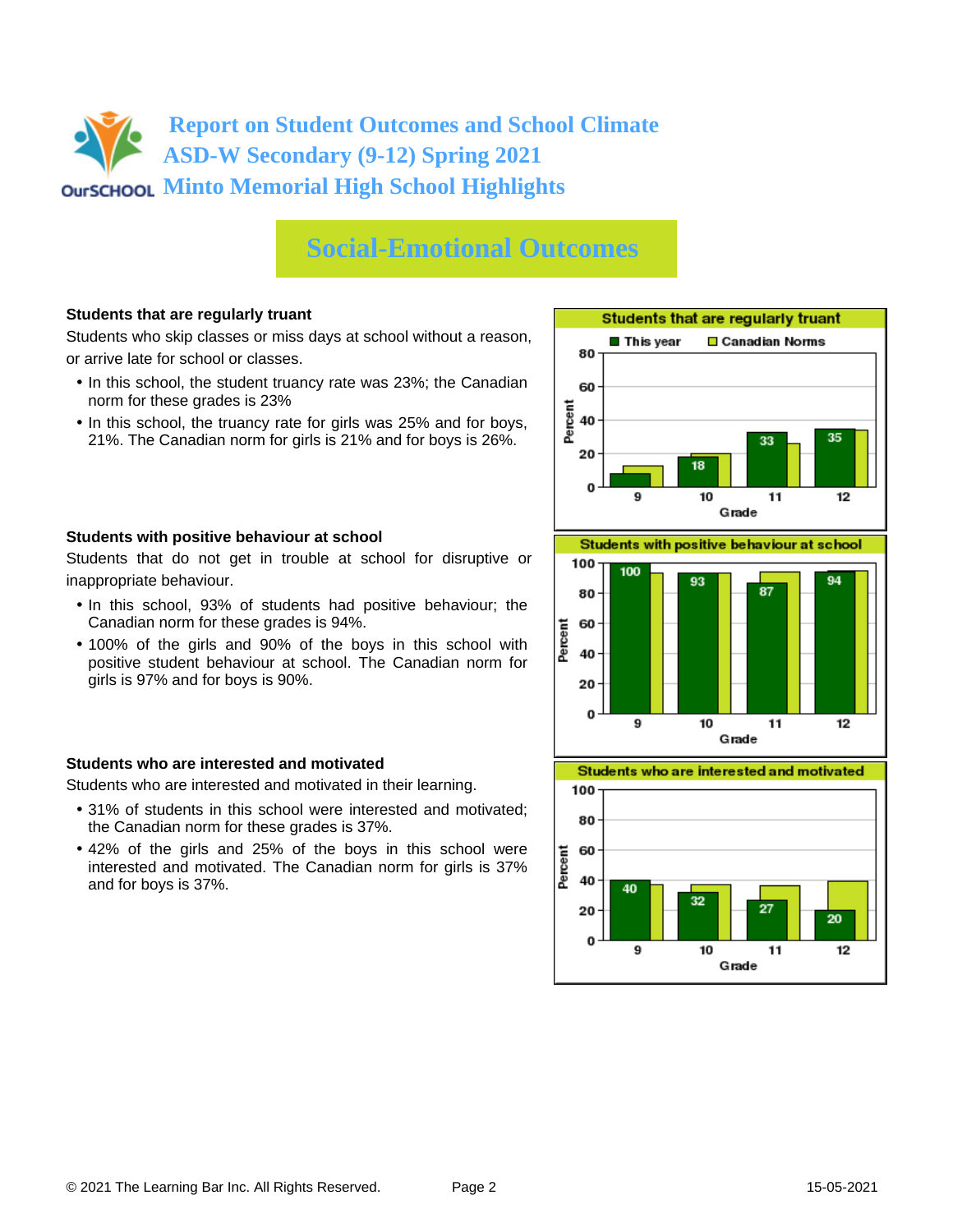# Report on Student Outcomes and School Climate
# ASD-W Secondary (9-12) Spring 2021
# Minto Memorial High School Highlights

## Social-Emotional Outcomes

**Students that are regularly truant**

Students who skip classes or miss days at school without a reason, or arrive late for school or classes.

- In this school, the student truancy rate was 23%; the Canadian norm for these grades is 23%
- In this school, the truancy rate for girls was 25% and for boys, 21%. The Canadian norm for girls is 21% and for boys is 26%.

**Students that are regularly truant**

| Grade | This year | Canadian Norms |
|---|---|---|
| 9 | | |
| 10 | 18 | |
| 11 | 33 | |
| 12 | 35 | |

**Students with positive behaviour at school**

Students that do not get in trouble at school for disruptive or inappropriate behaviour.

- In this school, 93% of students had positive behaviour; the Canadian norm for these grades is 94%.
- 100% of the girls and 90% of the boys in this school with positive student behaviour at school. The Canadian norm for girls is 97% and for boys is 90%.

**Students with positive behaviour at school**

| Grade | This year | Canadian Norms |
|---|---|---|
| 9 | 100 | |
| 10 | 93 | |
| 11 | 87 | |
| 12 | 94 | |

**Students who are interested and motivated**

Students who are interested and motivated in their learning.

- 31% of students in this school were interested and motivated; the Canadian norm for these grades is 37%.
- 42% of the girls and 25% of the boys in this school were interested and motivated. The Canadian norm for girls is 37% and for boys is 37%.

**Students who are interested and motivated**

| Grade | This year | Canadian Norms |
|---|---|---|
| 9 | 40 | |
| 10 | 32 | |
| 11 | 27 | |
| 12 | 20 | |

© 2021 The Learning Bar Inc. All Rights Reserved. 15-05-2021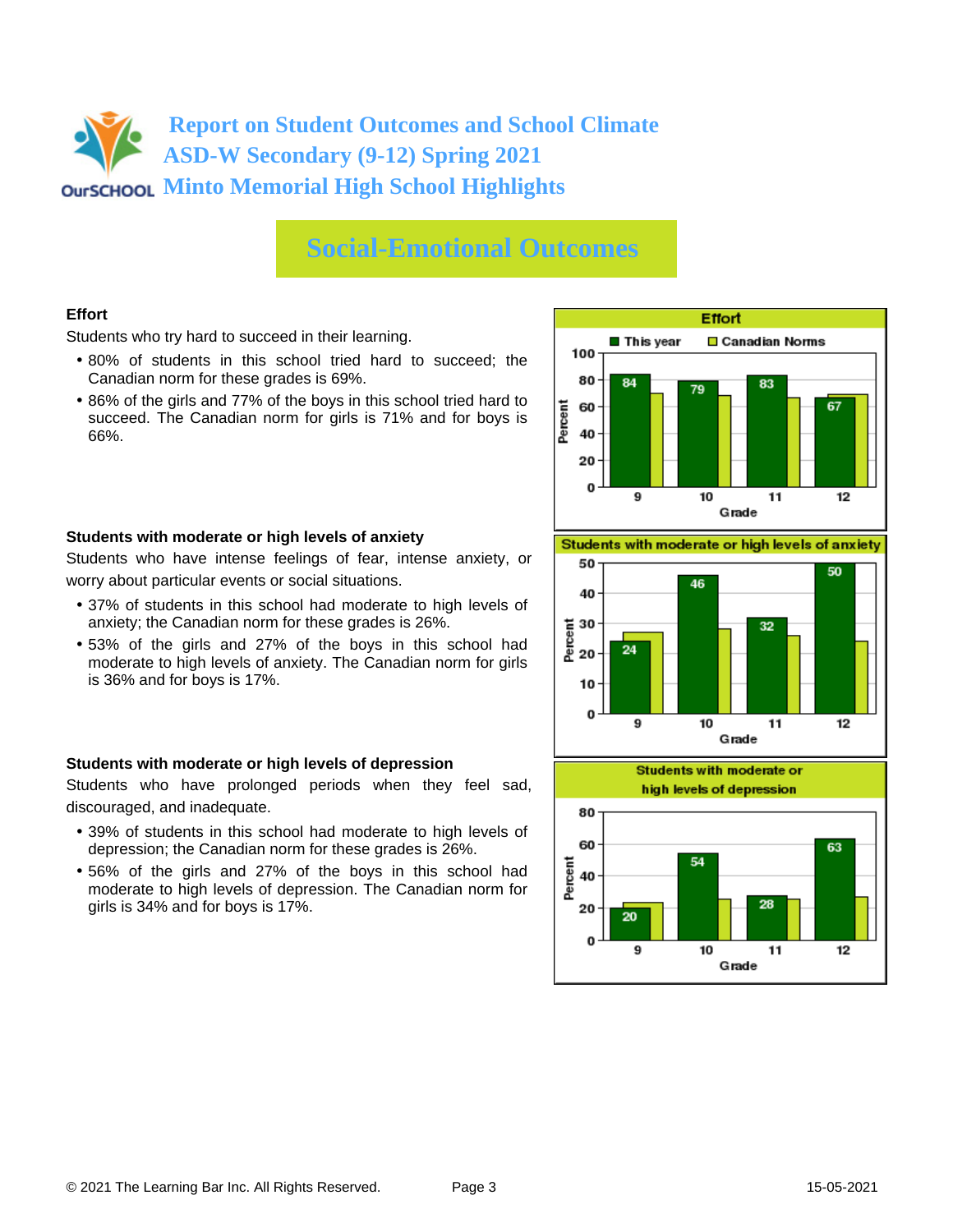# Report on Student Outcomes and School Climate
# ASD-W Secondary (9-12) Spring 2021
# Minto Memorial High School Highlights

## Social-Emotional Outcomes

### Effort

Students who try hard to succeed in their learning.

- 80% of students in this school tried hard to succeed; the Canadian norm for these grades is 69%.
- 86% of the girls and 77% of the boys in this school tried hard to succeed. The Canadian norm for girls is 71% and for boys is 66%.

**Effort**

| Grade | This year | Canadian Norms |
|---|---|---|
| 9 | 84 | |
| 10 | 79 | |
| 11 | 83 | |
| 12 | 67 | |

### Students with moderate or high levels of anxiety

Students who have intense feelings of fear, intense anxiety, or worry about particular events or social situations.

- 37% of students in this school had moderate to high levels of anxiety; the Canadian norm for these grades is 26%.
- 53% of the girls and 27% of the boys in this school had moderate to high levels of anxiety. The Canadian norm for girls is 36% and for boys is 17%.

**Students with moderate or high levels of anxiety**

| Grade | This year | Canadian Norms |
|---|---|---|
| 9 | 24 | |
| 10 | 46 | |
| 11 | 32 | |
| 12 | 50 | |

### Students with moderate or high levels of depression

Students who have prolonged periods when they feel sad, discouraged, and inadequate.

- 39% of students in this school had moderate to high levels of depression; the Canadian norm for these grades is 26%.
- 56% of the girls and 27% of the boys in this school had moderate to high levels of depression. The Canadian norm for girls is 34% and for boys is 17%.

**Students with moderate or high levels of depression**

| Grade | This year | Canadian Norms |
|---|---|---|
| 9 | 20 | |
| 10 | 54 | |
| 11 | 28 | |
| 12 | 63 | |

© 2021 The Learning Bar Inc. All Rights Reserved. 15-05-2021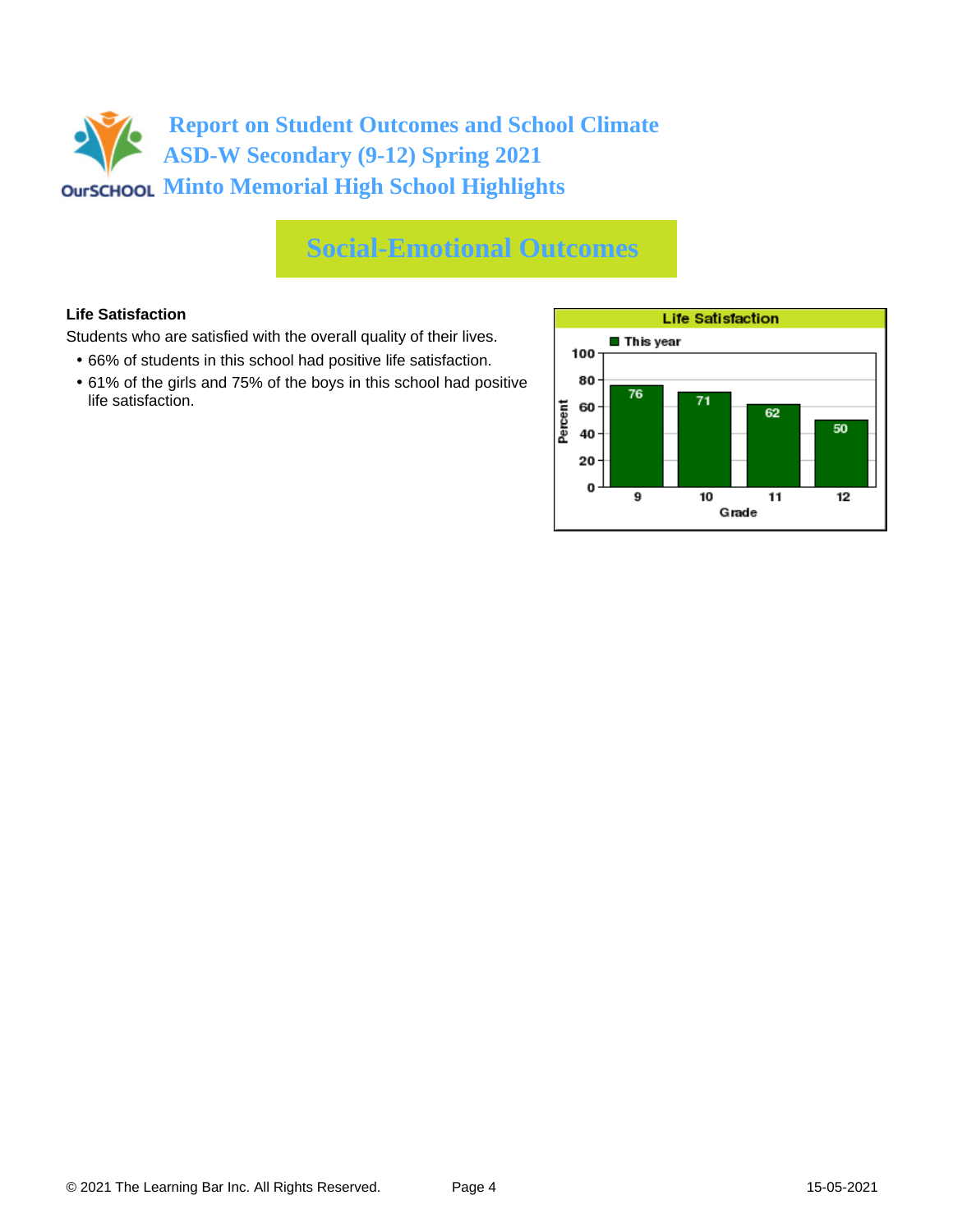# Report on Student Outcomes and School Climate
## ASD-W Secondary (9-12) Spring 2021
## Minto Memorial High School Highlights

## Social-Emotional Outcomes

**Life Satisfaction**

Students who are satisfied with the overall quality of their lives.

- 66% of students in this school had positive life satisfaction.
- 61% of the girls and 75% of the boys in this school had positive life satisfaction.

**Life Satisfaction**

| Grade | This year (Percent) |
| --- | --- |
| 9 | 76 |
| 10 | 71 |
| 11 | 62 |
| 12 | 50 |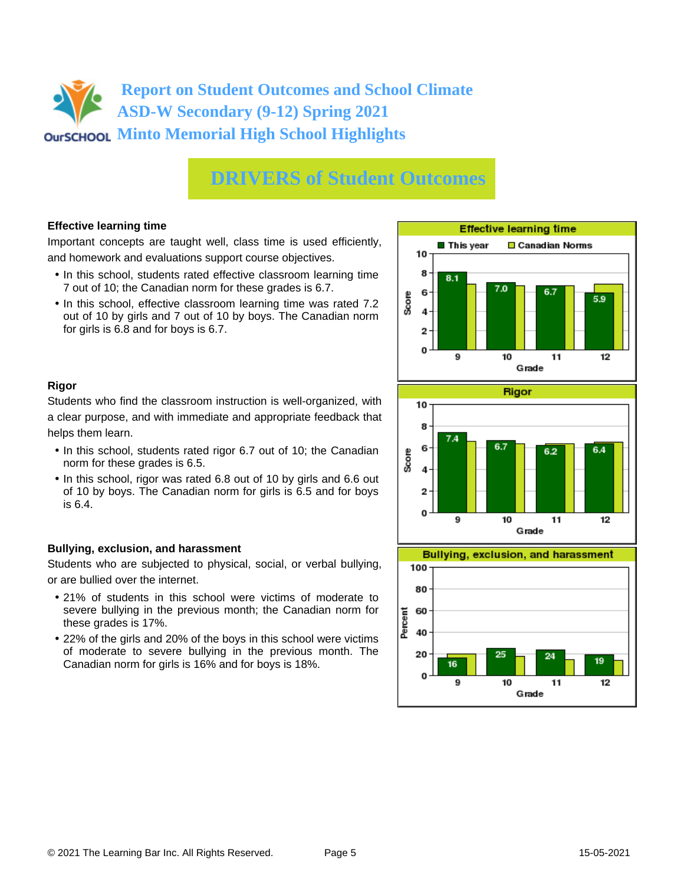# Report on Student Outcomes and School Climate
# ASD-W Secondary (9-12) Spring 2021
# Minto Memorial High School Highlights

## DRIVERS of Student Outcomes

### Effective learning time

Important concepts are taught well, class time is used efficiently, and homework and evaluations support course objectives.

- In this school, students rated effective classroom learning time 7 out of 10; the Canadian norm for these grades is 6.7.
- In this school, effective classroom learning time was rated 7.2 out of 10 by girls and 7 out of 10 by boys. The Canadian norm for girls is 6.8 and for boys is 6.7.

**Effective learning time**

| Grade | This year | Canadian Norms |
|---|---|---|
| 9 | 8.1 | |
| 10 | 7.0 | |
| 11 | 6.7 | |
| 12 | 5.9 | |

### Rigor

Students who find the classroom instruction is well-organized, with a clear purpose, and with immediate and appropriate feedback that helps them learn.

- In this school, students rated rigor 6.7 out of 10; the Canadian norm for these grades is 6.5.
- In this school, rigor was rated 6.8 out of 10 by girls and 6.6 out of 10 by boys. The Canadian norm for girls is 6.5 and for boys is 6.4.

**Rigor**

| Grade | This year | Canadian Norms |
|---|---|---|
| 9 | 7.4 | |
| 10 | 6.7 | |
| 11 | 6.2 | |
| 12 | 6.4 | |

### Bullying, exclusion, and harassment

Students who are subjected to physical, social, or verbal bullying, or are bullied over the internet.

- 21% of students in this school were victims of moderate to severe bullying in the previous month; the Canadian norm for these grades is 17%.
- 22% of the girls and 20% of the boys in this school were victims of moderate to severe bullying in the previous month. The Canadian norm for girls is 16% and for boys is 18%.

**Bullying, exclusion, and harassment** (Percent)

| Grade | This year | Canadian Norms |
|---|---|---|
| 9 | 16 | |
| 10 | 25 | |
| 11 | 24 | |
| 12 | 19 | |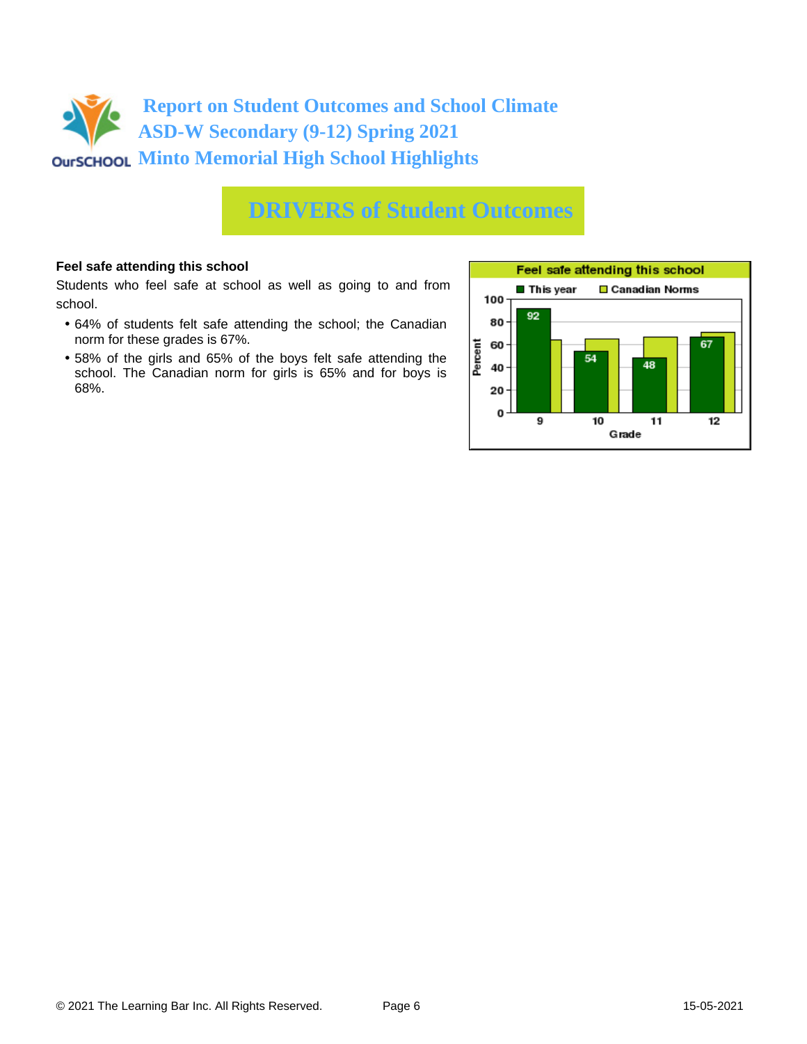# Report on Student Outcomes and School Climate
# ASD-W Secondary (9-12) Spring 2021
# Minto Memorial High School Highlights

## DRIVERS of Student Outcomes

**Feel safe attending this school**

Students who feel safe at school as well as going to and from school.

- 64% of students felt safe attending the school; the Canadian norm for these grades is 67%.
- 58% of the girls and 65% of the boys felt safe attending the school. The Canadian norm for girls is 65% and for boys is 68%.

**Feel safe attending this school**

| Grade | This year | Canadian Norms |
|---|---|---|
| 9 | 92 | |
| 10 | 54 | |
| 11 | 48 | |
| 12 | 67 | |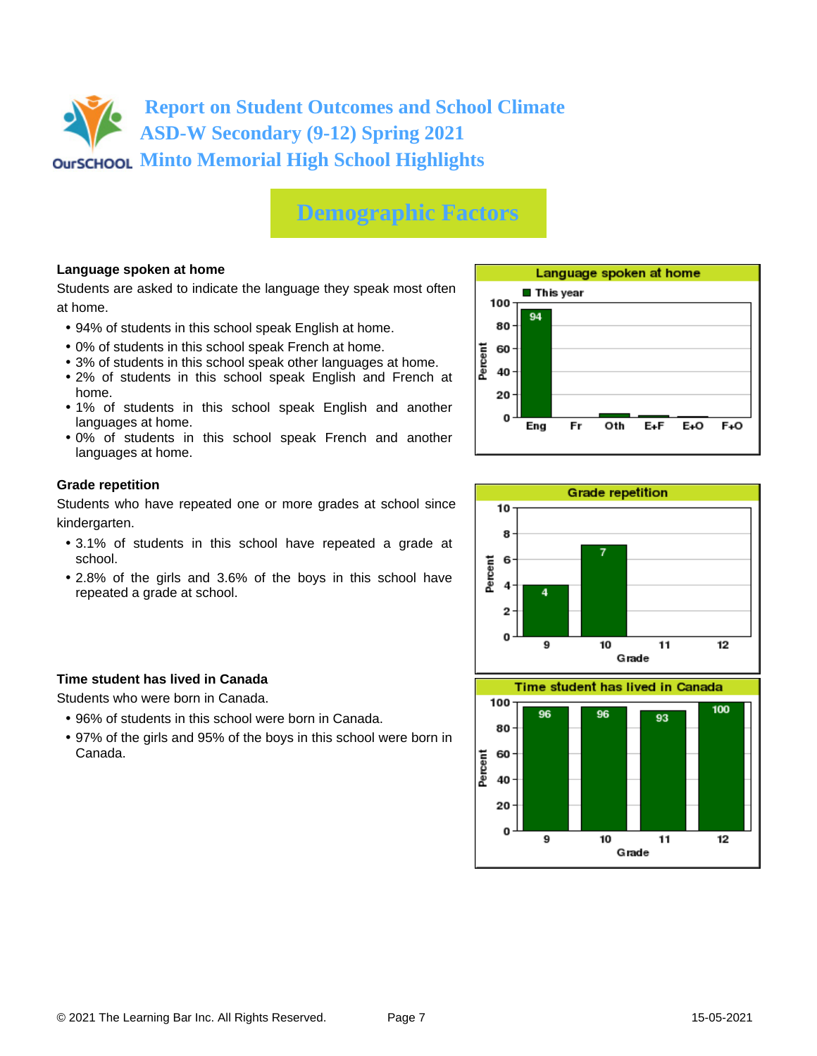# Report on Student Outcomes and School Climate
## ASD-W Secondary (9-12) Spring 2021
## Minto Memorial High School Highlights

## Demographic Factors

### Language spoken at home

Students are asked to indicate the language they speak most often at home.

- 94% of students in this school speak English at home.
- 0% of students in this school speak French at home.
- 3% of students in this school speak other languages at home.
- 2% of students in this school speak English and French at home.
- 1% of students in this school speak English and another languages at home.
- 0% of students in this school speak French and another languages at home.

**Language spoken at home** (Percent, This year)

| Eng | Fr | Oth | E+F | E+O | F+O |
|---|---|---|---|---|---|
| 94 | | | | | |

### Grade repetition

Students who have repeated one or more grades at school since kindergarten.

- 3.1% of students in this school have repeated a grade at school.
- 2.8% of the girls and 3.6% of the boys in this school have repeated a grade at school.

**Grade repetition** (Percent)

| Grade | 9 | 10 | 11 | 12 |
|---|---|---|---|---|
| Percent | 4 | 7 | | |

### Time student has lived in Canada

Students who were born in Canada.

- 96% of students in this school were born in Canada.
- 97% of the girls and 95% of the boys in this school were born in Canada.

**Time student has lived in Canada** (Percent)

| Grade | 9 | 10 | 11 | 12 |
|---|---|---|---|---|
| Percent | 96 | 96 | 93 | 100 |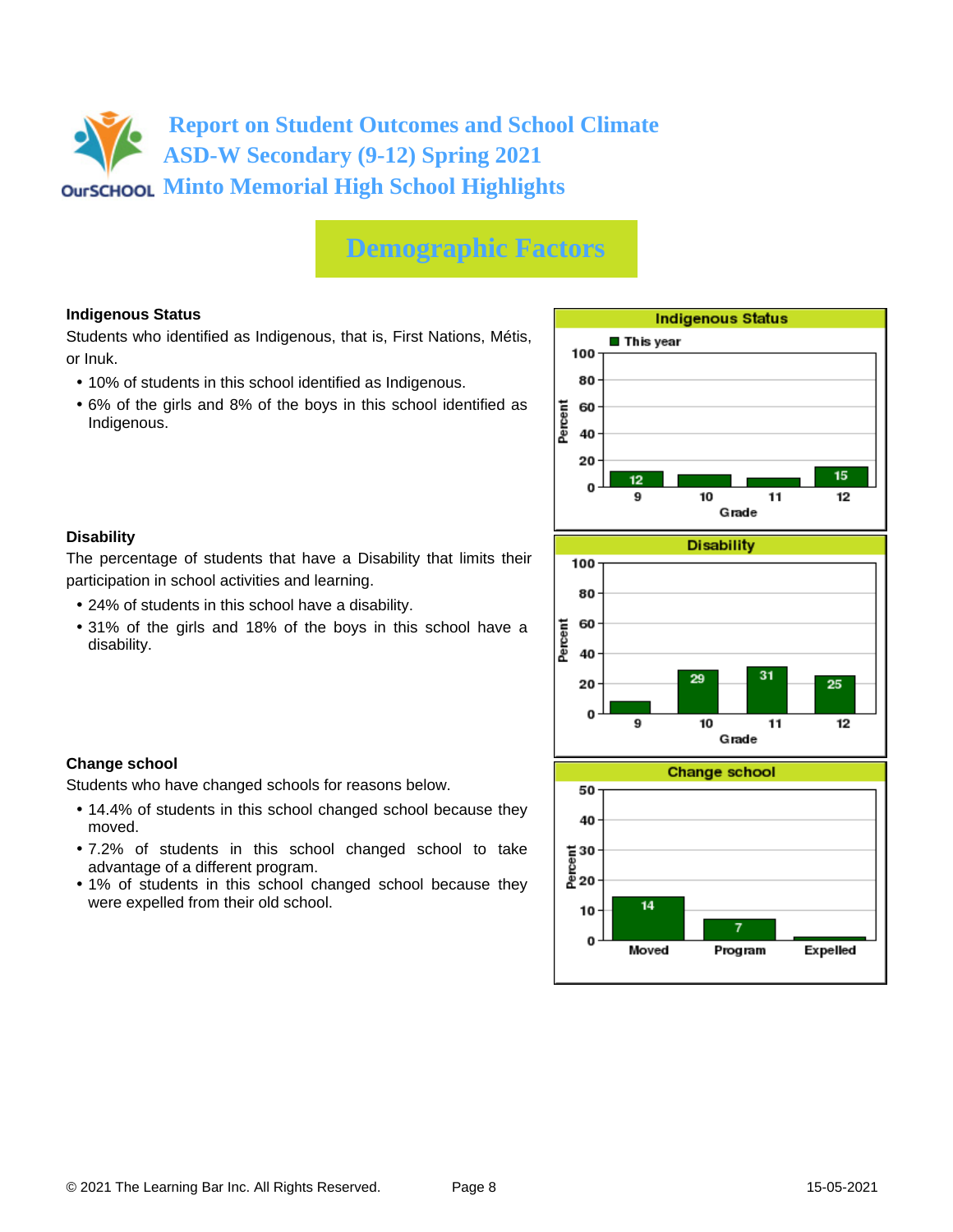# Report on Student Outcomes and School Climate
## ASD-W Secondary (9-12) Spring 2021
## Minto Memorial High School Highlights

## Demographic Factors

### Indigenous Status

Students who identified as Indigenous, that is, First Nations, Métis, or Inuk.

- 10% of students in this school identified as Indigenous.
- 6% of the girls and 8% of the boys in this school identified as Indigenous.

**Indigenous Status** (This year, Percent by Grade)

| Grade | 9 | 10 | 11 | 12 |
|---|---|---|---|---|
| Percent | 12 | | | 15 |

### Disability

The percentage of students that have a Disability that limits their participation in school activities and learning.

- 24% of students in this school have a disability.
- 31% of the girls and 18% of the boys in this school have a disability.

**Disability** (Percent by Grade)

| Grade | 9 | 10 | 11 | 12 |
|---|---|---|---|---|
| Percent | | 29 | 31 | 25 |

### Change school

Students who have changed schools for reasons below.

- 14.4% of students in this school changed school because they moved.
- 7.2% of students in this school changed school to take advantage of a different program.
- 1% of students in this school changed school because they were expelled from their old school.

**Change school** (Percent)

| Reason | Moved | Program | Expelled |
|---|---|---|---|
| Percent | 14 | 7 | |

© 2021 The Learning Bar Inc. All Rights Reserved. 15-05-2021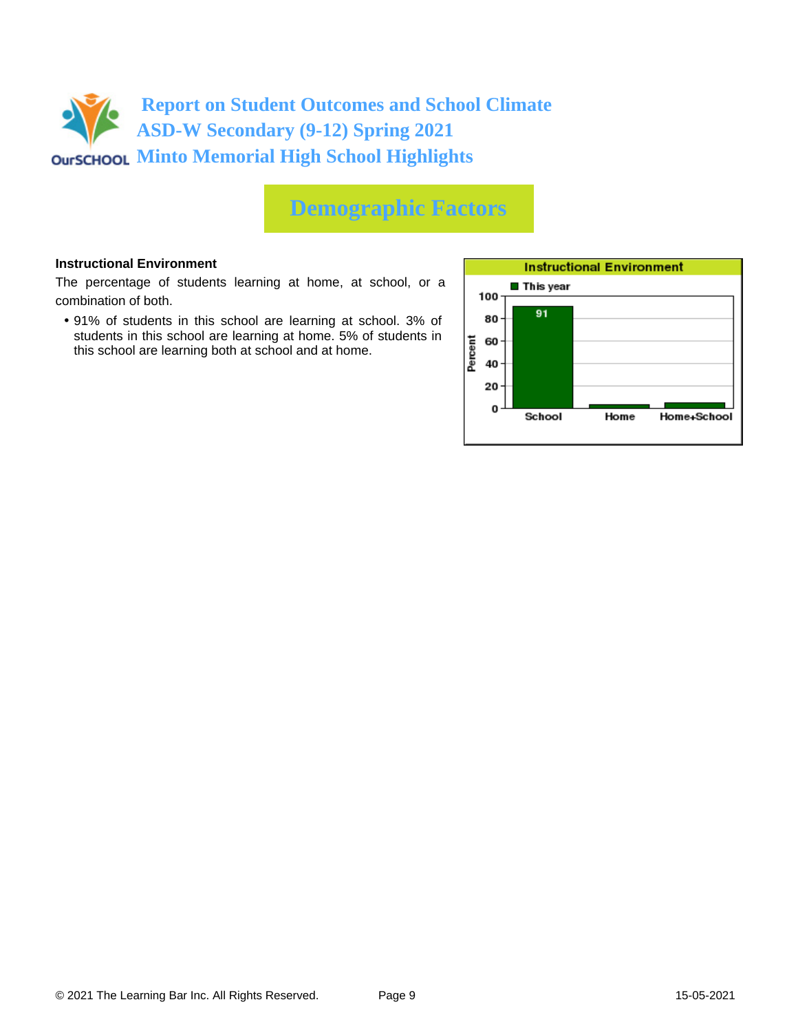# Report on Student Outcomes and School Climate
# ASD-W Secondary (9-12) Spring 2021
# Minto Memorial High School Highlights

## Demographic Factors

**Instructional Environment**

The percentage of students learning at home, at school, or a combination of both.

- 91% of students in this school are learning at school. 3% of students in this school are learning at home. 5% of students in this school are learning both at school and at home.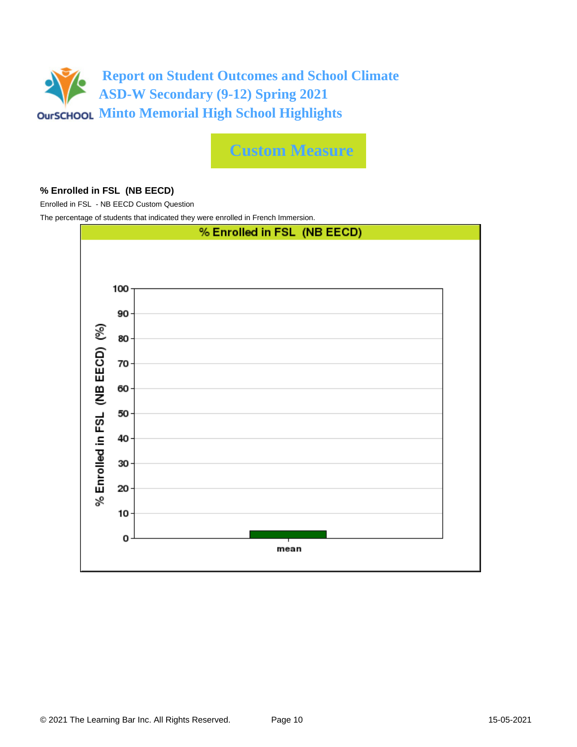# Report on Student Outcomes and School Climate
# ASD-W Secondary (9-12) Spring 2021
# Minto Memorial High School Highlights

## Custom Measure

**% Enrolled in FSL (NB EECD)**

Enrolled in FSL - NB EECD Custom Question

The percentage of students that indicated they were enrolled in French Immersion.

% Enrolled in FSL (NB EECD)

% Enrolled in FSL (NB EECD) (%)

100
90
80
70
60
50
40
30
20
10
0

mean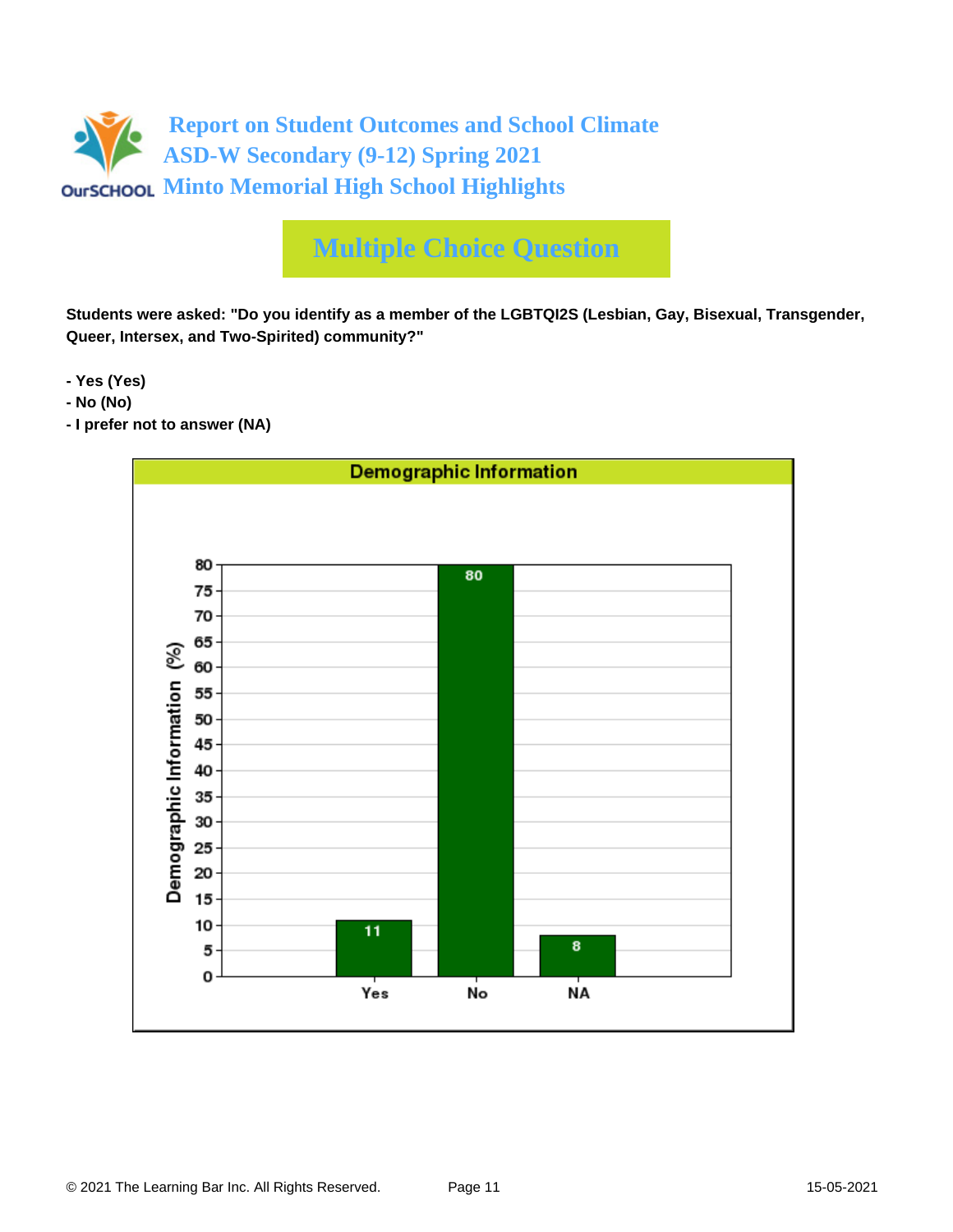# Report on Student Outcomes and School Climate
## ASD-W Secondary (9-12) Spring 2021
## Minto Memorial High School Highlights

## Multiple Choice Question

**Students were asked: "Do you identify as a member of the LGBTQI2S (Lesbian, Gay, Bisexual, Transgender, Queer, Intersex, and Two-Spirited) community?"**

- **Yes (Yes)**
- **No (No)**
- **I prefer not to answer (NA)**

**Demographic Information**

| Response | Demographic Information (%) |
|---|---|
| Yes | 11 |
| No | 80 |
| NA | 8 |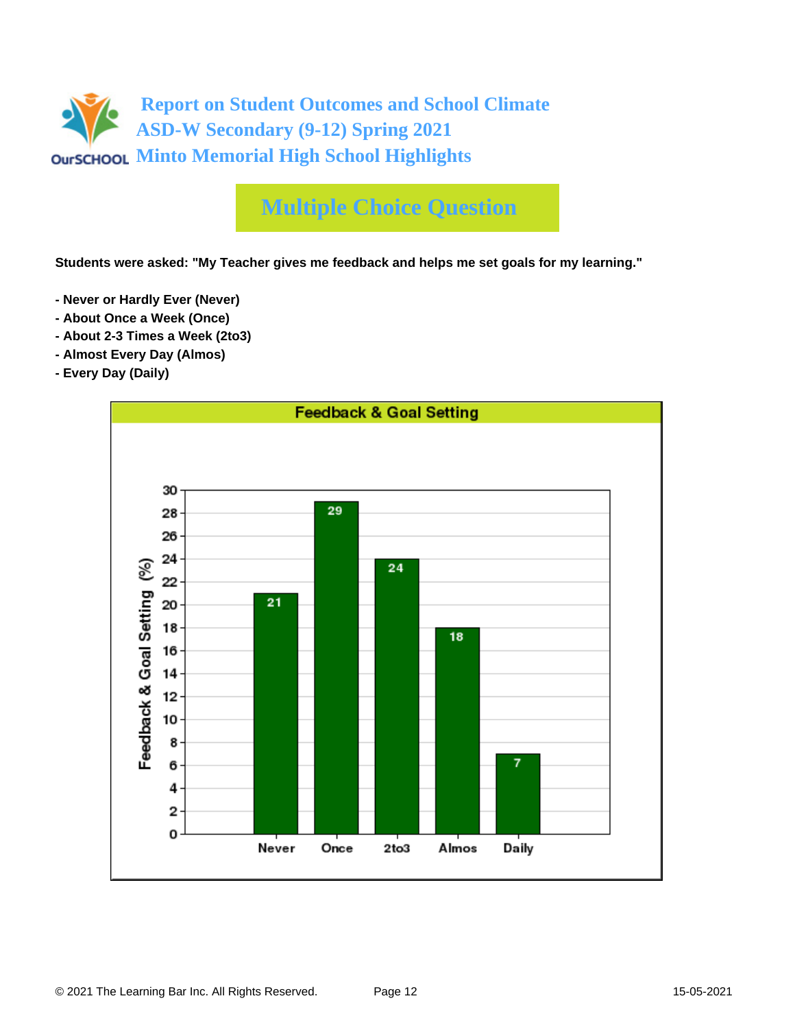# Report on Student Outcomes and School Climate
# ASD-W Secondary (9-12) Spring 2021
# Minto Memorial High School Highlights

## Multiple Choice Question

**Students were asked: "My Teacher gives me feedback and helps me set goals for my learning."**

- **Never or Hardly Ever (Never)**
- **About Once a Week (Once)**
- **About 2-3 Times a Week (2to3)**
- **Almost Every Day (Almos)**
- **Every Day (Daily)**

### Feedback & Goal Setting

| Response | Feedback & Goal Setting (%) |
|---|---|
| Never | 21 |
| Once | 29 |
| 2to3 | 24 |
| Almos | 18 |
| Daily | 7 |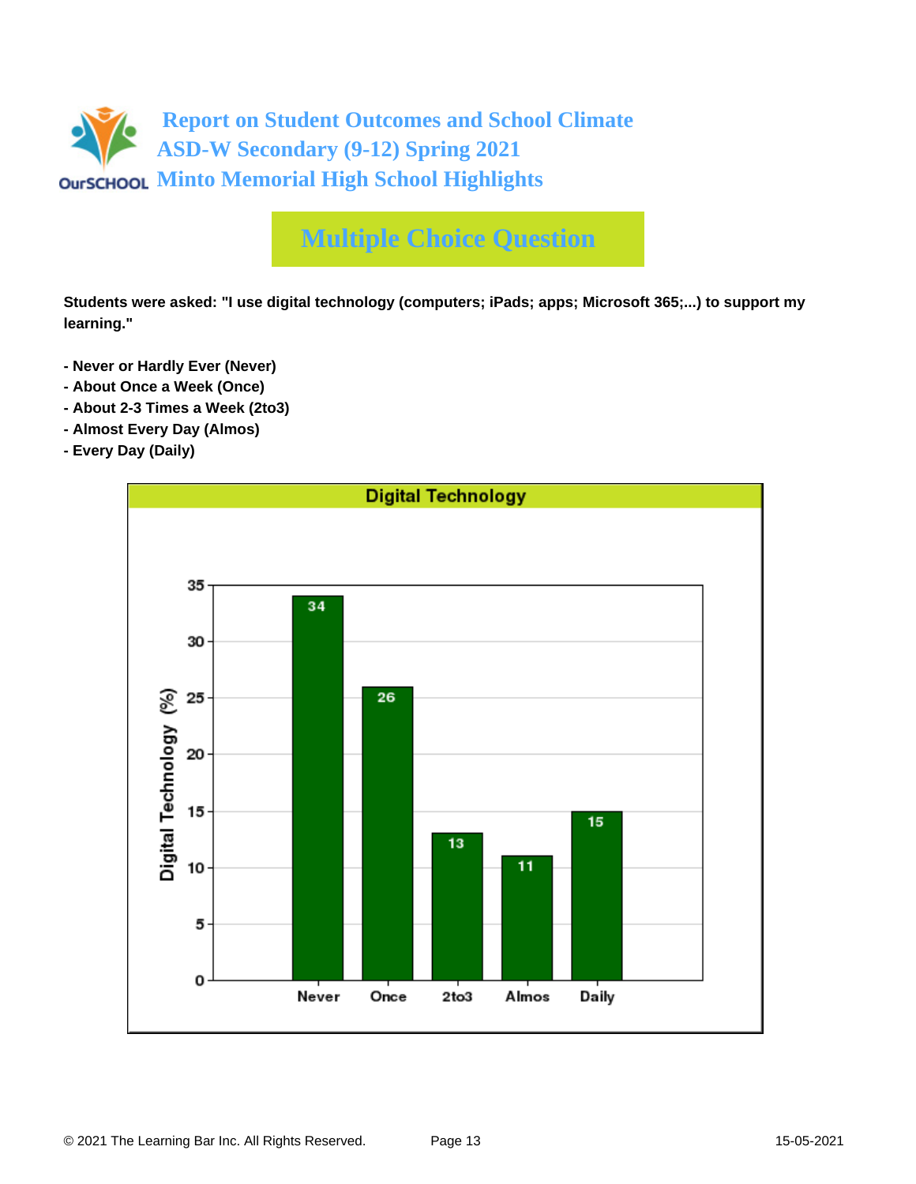# Report on Student Outcomes and School Climate
# ASD-W Secondary (9-12) Spring 2021
# Minto Memorial High School Highlights

## Multiple Choice Question

**Students were asked: "I use digital technology (computers; iPads; apps; Microsoft 365;...) to support my learning."**

- **Never or Hardly Ever (Never)**
- **About Once a Week (Once)**
- **About 2-3 Times a Week (2to3)**
- **Almost Every Day (Almos)**
- **Every Day (Daily)**

Digital Technology

Digital Technology (%)

35
30
25
20
15
10
5
0

34
26
13
11
15

Never
Once
2to3
Almos
Daily